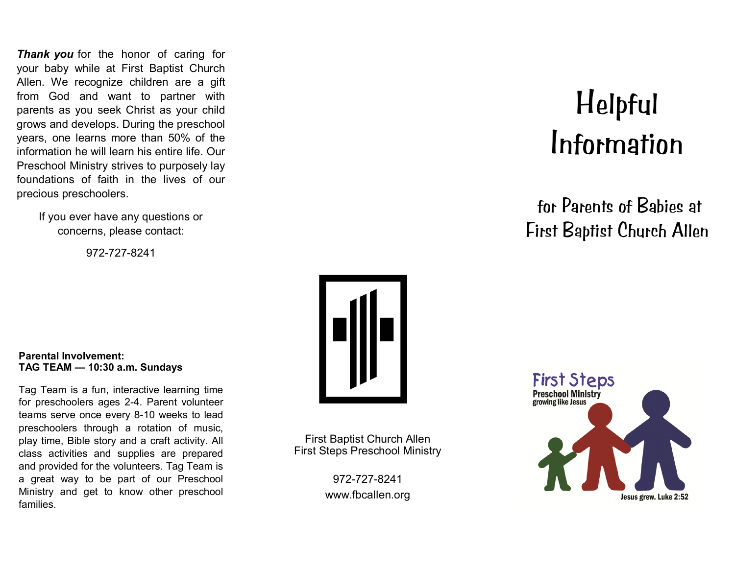***Thank you*** for the honor of caring for your baby while at First Baptist Church Allen. We recognize children are a gift from God and want to partner with parents as you seek Christ as your child grows and develops. During the preschool years, one learns more than 50% of the information he will learn his entire life. Our Preschool Ministry strives to purposely lay foundations of faith in the lives of our precious preschoolers.

If you ever have any questions or concerns, please contact:

972-727-8241

**Parental Involvement:**
**TAG TEAM — 10:30 a.m. Sundays**

Tag Team is a fun, interactive learning time for preschoolers ages 2-4. Parent volunteer teams serve once every 8-10 weeks to lead preschoolers through a rotation of music, play time, Bible story and a craft activity. All class activities and supplies are prepared and provided for the volunteers. Tag Team is a great way to be part of our Preschool Ministry and get to know other preschool families.

First Baptist Church Allen
First Steps Preschool Ministry

972-727-8241
www.fbcallen.org

# Helpful Information

## for Parents of Babies at First Baptist Church Allen

First Steps
Preschool Ministry
growing like Jesus

Jesus grew. Luke 2:52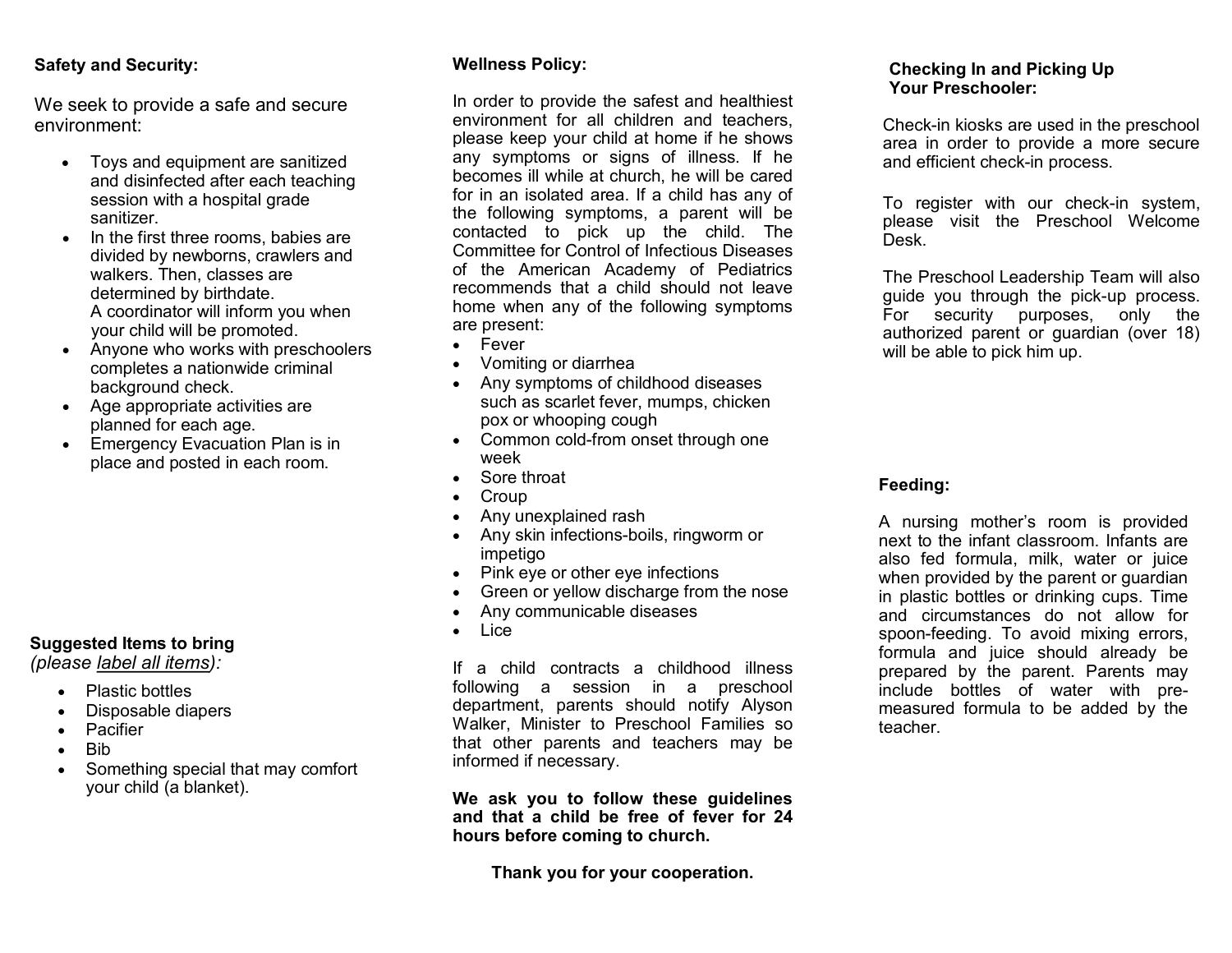**Safety and Security:**

We seek to provide a safe and secure environment:

- Toys and equipment are sanitized and disinfected after each teaching session with a hospital grade sanitizer.
- In the first three rooms, babies are divided by newborns, crawlers and walkers. Then, classes are determined by birthdate.
  A coordinator will inform you when your child will be promoted.
- Anyone who works with preschoolers completes a nationwide criminal background check.
- Age appropriate activities are planned for each age.
- Emergency Evacuation Plan is in place and posted in each room.

**Suggested Items to bring**
*(please label all items):*

- Plastic bottles
- Disposable diapers
- Pacifier
- Bib
- Something special that may comfort your child (a blanket).

**Wellness Policy:**

In order to provide the safest and healthiest environment for all children and teachers, please keep your child at home if he shows any symptoms or signs of illness. If he becomes ill while at church, he will be cared for in an isolated area. If a child has any of the following symptoms, a parent will be contacted to pick up the child. The Committee for Control of Infectious Diseases of the American Academy of Pediatrics recommends that a child should not leave home when any of the following symptoms are present:

- Fever
- Vomiting or diarrhea
- Any symptoms of childhood diseases such as scarlet fever, mumps, chicken pox or whooping cough
- Common cold-from onset through one week
- Sore throat
- Croup
- Any unexplained rash
- Any skin infections-boils, ringworm or impetigo
- Pink eye or other eye infections
- Green or yellow discharge from the nose
- Any communicable diseases
- Lice

If a child contracts a childhood illness following a session in a preschool department, parents should notify Alyson Walker, Minister to Preschool Families so that other parents and teachers may be informed if necessary.

**We ask you to follow these guidelines and that a child be free of fever for 24 hours before coming to church.**

**Thank you for your cooperation.**

**Checking In and Picking Up Your Preschooler:**

Check-in kiosks are used in the preschool area in order to provide a more secure and efficient check-in process.

To register with our check-in system, please visit the Preschool Welcome Desk.

The Preschool Leadership Team will also guide you through the pick-up process. For security purposes, only the authorized parent or guardian (over 18) will be able to pick him up.

**Feeding:**

A nursing mother's room is provided next to the infant classroom. Infants are also fed formula, milk, water or juice when provided by the parent or guardian in plastic bottles or drinking cups. Time and circumstances do not allow for spoon-feeding. To avoid mixing errors, formula and juice should already be prepared by the parent. Parents may include bottles of water with pre-measured formula to be added by the teacher.